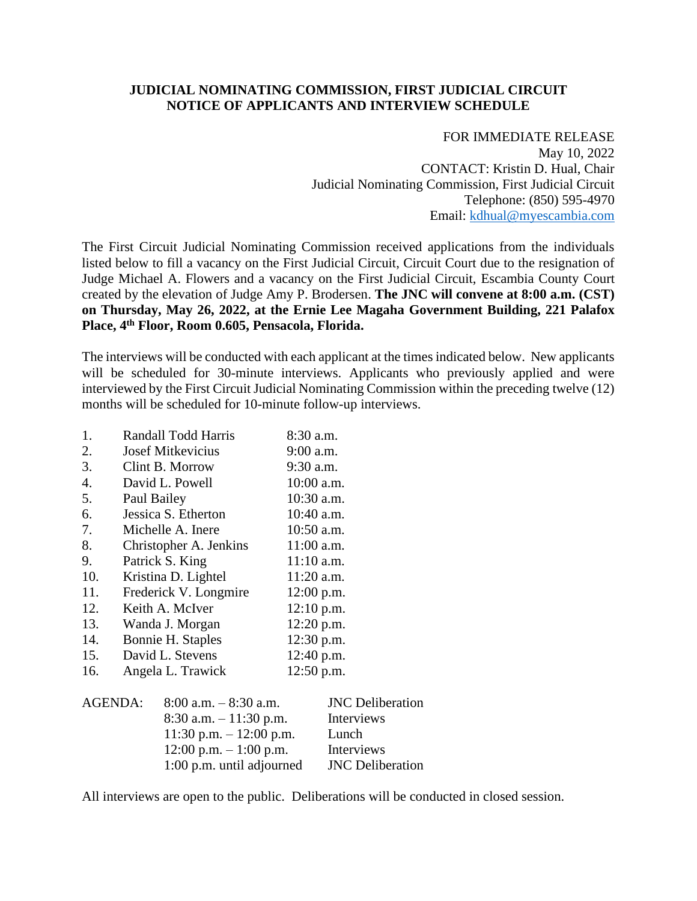**JUDICIAL NOMINATING COMMISSION, FIRST JUDICIAL CIRCUIT**
**NOTICE OF APPLICANTS AND INTERVIEW SCHEDULE**

FOR IMMEDIATE RELEASE
May 10, 2022
CONTACT: Kristin D. Hual, Chair
Judicial Nominating Commission, First Judicial Circuit
Telephone: (850) 595-4970
Email: kdhual@myescambia.com

The First Circuit Judicial Nominating Commission received applications from the individuals listed below to fill a vacancy on the First Judicial Circuit, Circuit Court due to the resignation of Judge Michael A. Flowers and a vacancy on the First Judicial Circuit, Escambia County Court created by the elevation of Judge Amy P. Brodersen. **The JNC will convene at 8:00 a.m. (CST) on Thursday, May 26, 2022, at the Ernie Lee Magaha Government Building, 221 Palafox Place, 4th Floor, Room 0.605, Pensacola, Florida.**

The interviews will be conducted with each applicant at the times indicated below. New applicants will be scheduled for 30-minute interviews. Applicants who previously applied and were interviewed by the First Circuit Judicial Nominating Commission within the preceding twelve (12) months will be scheduled for 10-minute follow-up interviews.

| # | Applicant | Time |
|---|---|---|
| 1. | Randall Todd Harris | 8:30 a.m. |
| 2. | Josef Mitkevicius | 9:00 a.m. |
| 3. | Clint B. Morrow | 9:30 a.m. |
| 4. | David L. Powell | 10:00 a.m. |
| 5. | Paul Bailey | 10:30 a.m. |
| 6. | Jessica S. Etherton | 10:40 a.m. |
| 7. | Michelle A. Inere | 10:50 a.m. |
| 8. | Christopher A. Jenkins | 11:00 a.m. |
| 9. | Patrick S. King | 11:10 a.m. |
| 10. | Kristina D. Lightel | 11:20 a.m. |
| 11. | Frederick V. Longmire | 12:00 p.m. |
| 12. | Keith A. McIver | 12:10 p.m. |
| 13. | Wanda J. Morgan | 12:20 p.m. |
| 14. | Bonnie H. Staples | 12:30 p.m. |
| 15. | David L. Stevens | 12:40 p.m. |
| 16. | Angela L. Trawick | 12:50 p.m. |

| AGENDA: | | |
|---|---|---|
| | 8:00 a.m. – 8:30 a.m. | JNC Deliberation |
| | 8:30 a.m. – 11:30 p.m. | Interviews |
| | 11:30 p.m. – 12:00 p.m. | Lunch |
| | 12:00 p.m. – 1:00 p.m. | Interviews |
| | 1:00 p.m. until adjourned | JNC Deliberation |

All interviews are open to the public. Deliberations will be conducted in closed session.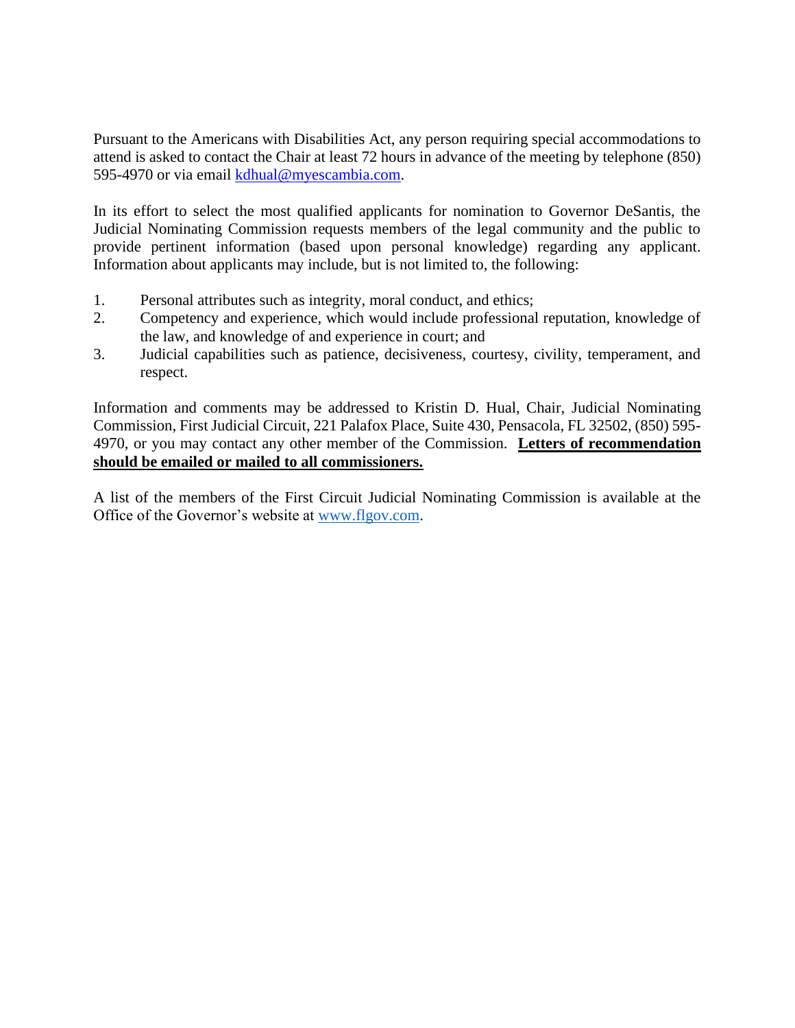Pursuant to the Americans with Disabilities Act, any person requiring special accommodations to attend is asked to contact the Chair at least 72 hours in advance of the meeting by telephone (850) 595-4970 or via email kdhual@myescambia.com.

In its effort to select the most qualified applicants for nomination to Governor DeSantis, the Judicial Nominating Commission requests members of the legal community and the public to provide pertinent information (based upon personal knowledge) regarding any applicant. Information about applicants may include, but is not limited to, the following:

1. Personal attributes such as integrity, moral conduct, and ethics;
2. Competency and experience, which would include professional reputation, knowledge of the law, and knowledge of and experience in court; and
3. Judicial capabilities such as patience, decisiveness, courtesy, civility, temperament, and respect.

Information and comments may be addressed to Kristin D. Hual, Chair, Judicial Nominating Commission, First Judicial Circuit, 221 Palafox Place, Suite 430, Pensacola, FL 32502, (850) 595-4970, or you may contact any other member of the Commission. **Letters of recommendation should be emailed or mailed to all commissioners.**

A list of the members of the First Circuit Judicial Nominating Commission is available at the Office of the Governor's website at www.flgov.com.